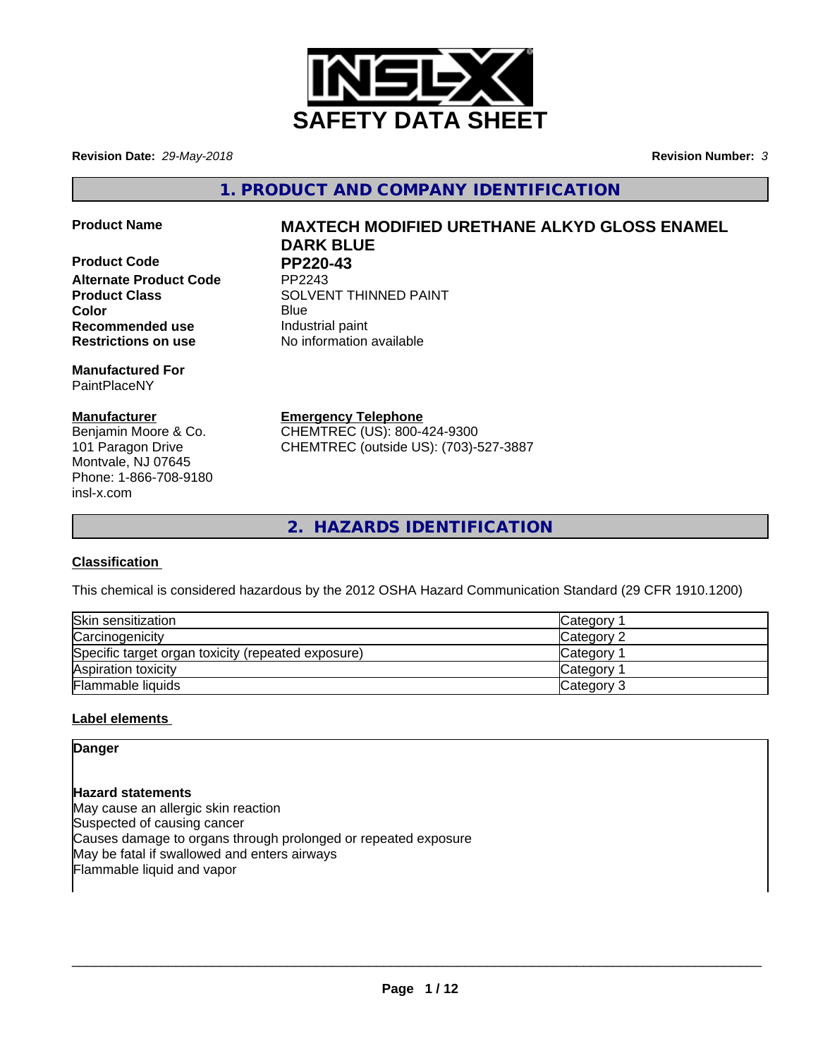# SAFETY DATA SHEET

**Revision Date:** *29-May-2018*

**Revision Number:** *3*

## 1. PRODUCT AND COMPANY IDENTIFICATION

| | |
|---|---|
| **Product Name** | **MAXTECH MODIFIED URETHANE ALKYD GLOSS ENAMEL DARK BLUE** |
| **Product Code** | **PP220-43** |
| **Alternate Product Code** | PP2243 |
| **Product Class** | SOLVENT THINNED PAINT |
| **Color** | Blue |
| **Recommended use** | Industrial paint |
| **Restrictions on use** | No information available |

**Manufactured For**
PaintPlaceNY

**Manufacturer**
Benjamin Moore & Co.
101 Paragon Drive
Montvale, NJ 07645
Phone: 1-866-708-9180
insl-x.com

**Emergency Telephone**
CHEMTREC (US): 800-424-9300
CHEMTREC (outside US): (703)-527-3887

## 2. HAZARDS IDENTIFICATION

### Classification

This chemical is considered hazardous by the 2012 OSHA Hazard Communication Standard (29 CFR 1910.1200)

| Hazard | Category |
|---|---|
| Skin sensitization | Category 1 |
| Carcinogenicity | Category 2 |
| Specific target organ toxicity (repeated exposure) | Category 1 |
| Aspiration toxicity | Category 1 |
| Flammable liquids | Category 3 |

### Label elements

**Danger**

**Hazard statements**
May cause an allergic skin reaction
Suspected of causing cancer
Causes damage to organs through prolonged or repeated exposure
May be fatal if swallowed and enters airways
Flammable liquid and vapor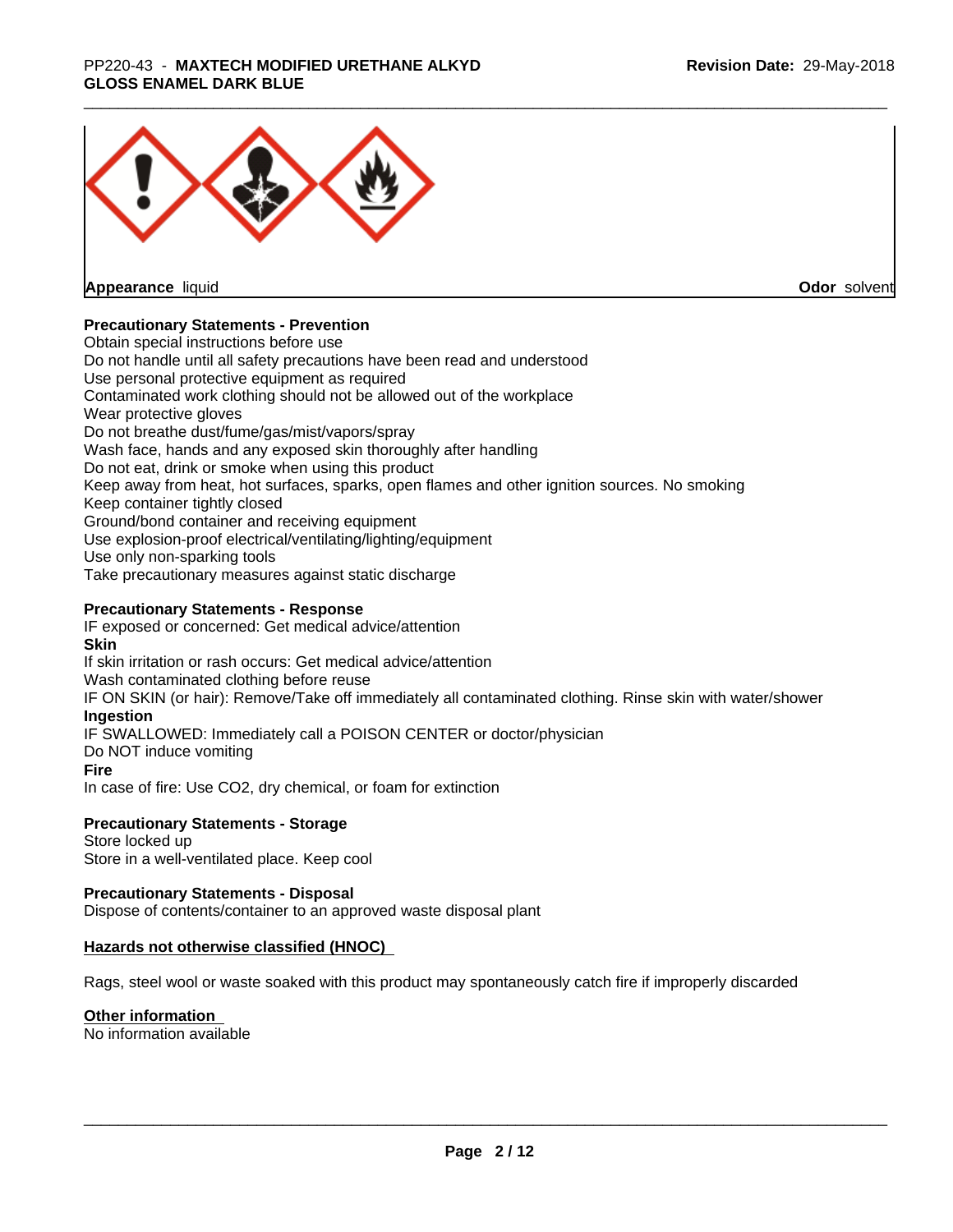**Appearance** liquid **Odor** solvent

**Precautionary Statements - Prevention**

Obtain special instructions before use
Do not handle until all safety precautions have been read and understood
Use personal protective equipment as required
Contaminated work clothing should not be allowed out of the workplace
Wear protective gloves
Do not breathe dust/fume/gas/mist/vapors/spray
Wash face, hands and any exposed skin thoroughly after handling
Do not eat, drink or smoke when using this product
Keep away from heat, hot surfaces, sparks, open flames and other ignition sources. No smoking
Keep container tightly closed
Ground/bond container and receiving equipment
Use explosion-proof electrical/ventilating/lighting/equipment
Use only non-sparking tools
Take precautionary measures against static discharge

**Precautionary Statements - Response**

IF exposed or concerned: Get medical advice/attention

**Skin**

If skin irritation or rash occurs: Get medical advice/attention
Wash contaminated clothing before reuse
IF ON SKIN (or hair): Remove/Take off immediately all contaminated clothing. Rinse skin with water/shower

**Ingestion**

IF SWALLOWED: Immediately call a POISON CENTER or doctor/physician
Do NOT induce vomiting

**Fire**

In case of fire: Use CO2, dry chemical, or foam for extinction

**Precautionary Statements - Storage**

Store locked up
Store in a well-ventilated place. Keep cool

**Precautionary Statements - Disposal**

Dispose of contents/container to an approved waste disposal plant

**Hazards not otherwise classified (HNOC)**

Rags, steel wool or waste soaked with this product may spontaneously catch fire if improperly discarded

**Other information**

No information available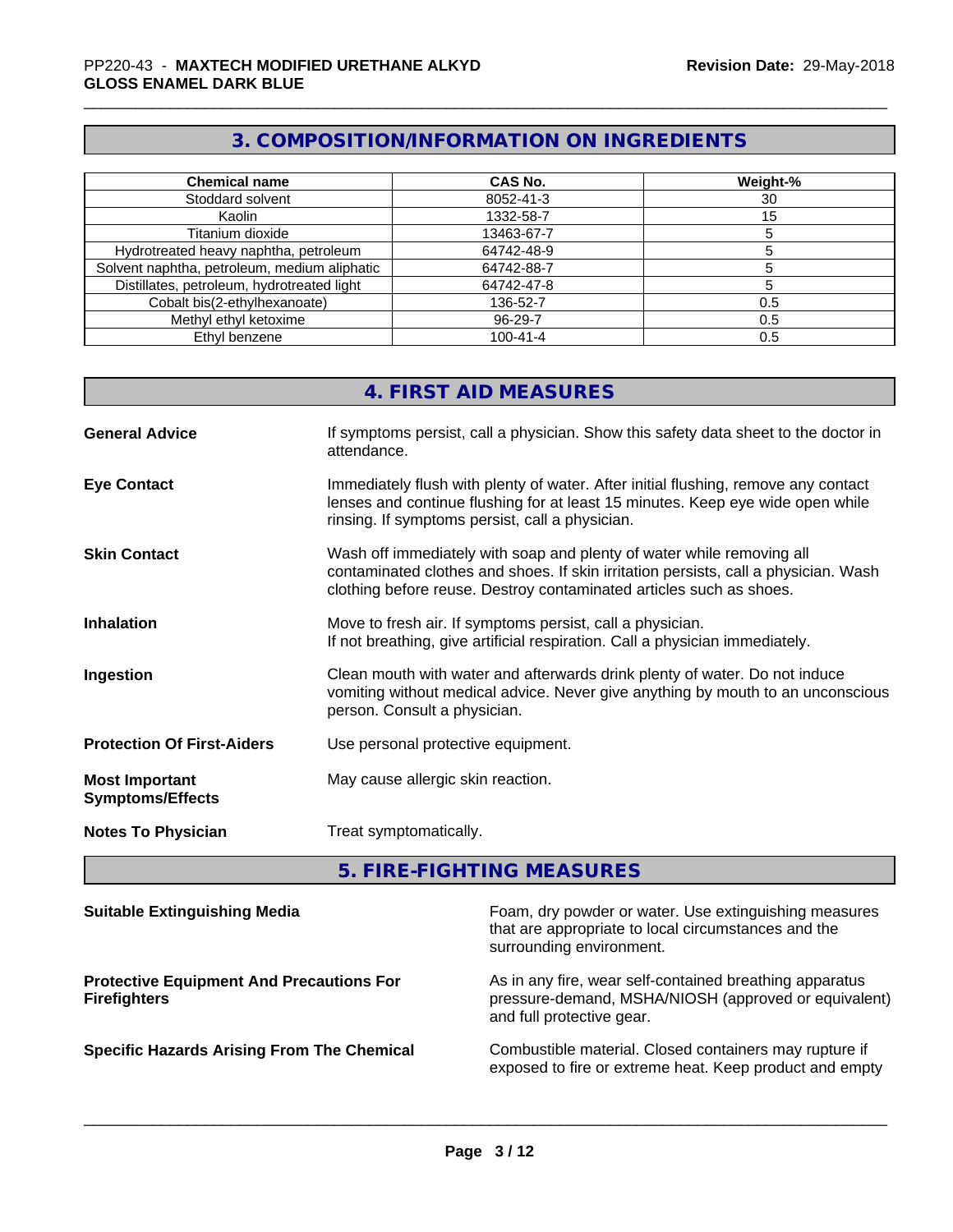## 3. COMPOSITION/INFORMATION ON INGREDIENTS

| Chemical name | CAS No. | Weight-% |
|---|---|---|
| Stoddard solvent | 8052-41-3 | 30 |
| Kaolin | 1332-58-7 | 15 |
| Titanium dioxide | 13463-67-7 | 5 |
| Hydrotreated heavy naphtha, petroleum | 64742-48-9 | 5 |
| Solvent naphtha, petroleum, medium aliphatic | 64742-88-7 | 5 |
| Distillates, petroleum, hydrotreated light | 64742-47-8 | 5 |
| Cobalt bis(2-ethylhexanoate) | 136-52-7 | 0.5 |
| Methyl ethyl ketoxime | 96-29-7 | 0.5 |
| Ethyl benzene | 100-41-4 | 0.5 |

## 4. FIRST AID MEASURES

**General Advice** — If symptoms persist, call a physician. Show this safety data sheet to the doctor in attendance.

**Eye Contact** — Immediately flush with plenty of water. After initial flushing, remove any contact lenses and continue flushing for at least 15 minutes. Keep eye wide open while rinsing. If symptoms persist, call a physician.

**Skin Contact** — Wash off immediately with soap and plenty of water while removing all contaminated clothes and shoes. If skin irritation persists, call a physician. Wash clothing before reuse. Destroy contaminated articles such as shoes.

**Inhalation** — Move to fresh air. If symptoms persist, call a physician.
If not breathing, give artificial respiration. Call a physician immediately.

**Ingestion** — Clean mouth with water and afterwards drink plenty of water. Do not induce vomiting without medical advice. Never give anything by mouth to an unconscious person. Consult a physician.

**Protection Of First-Aiders** — Use personal protective equipment.

**Most Important Symptoms/Effects** — May cause allergic skin reaction.

**Notes To Physician** — Treat symptomatically.

## 5. FIRE-FIGHTING MEASURES

**Suitable Extinguishing Media** — Foam, dry powder or water. Use extinguishing measures that are appropriate to local circumstances and the surrounding environment.

**Protective Equipment And Precautions For Firefighters** — As in any fire, wear self-contained breathing apparatus pressure-demand, MSHA/NIOSH (approved or equivalent) and full protective gear.

**Specific Hazards Arising From The Chemical** — Combustible material. Closed containers may rupture if exposed to fire or extreme heat. Keep product and empty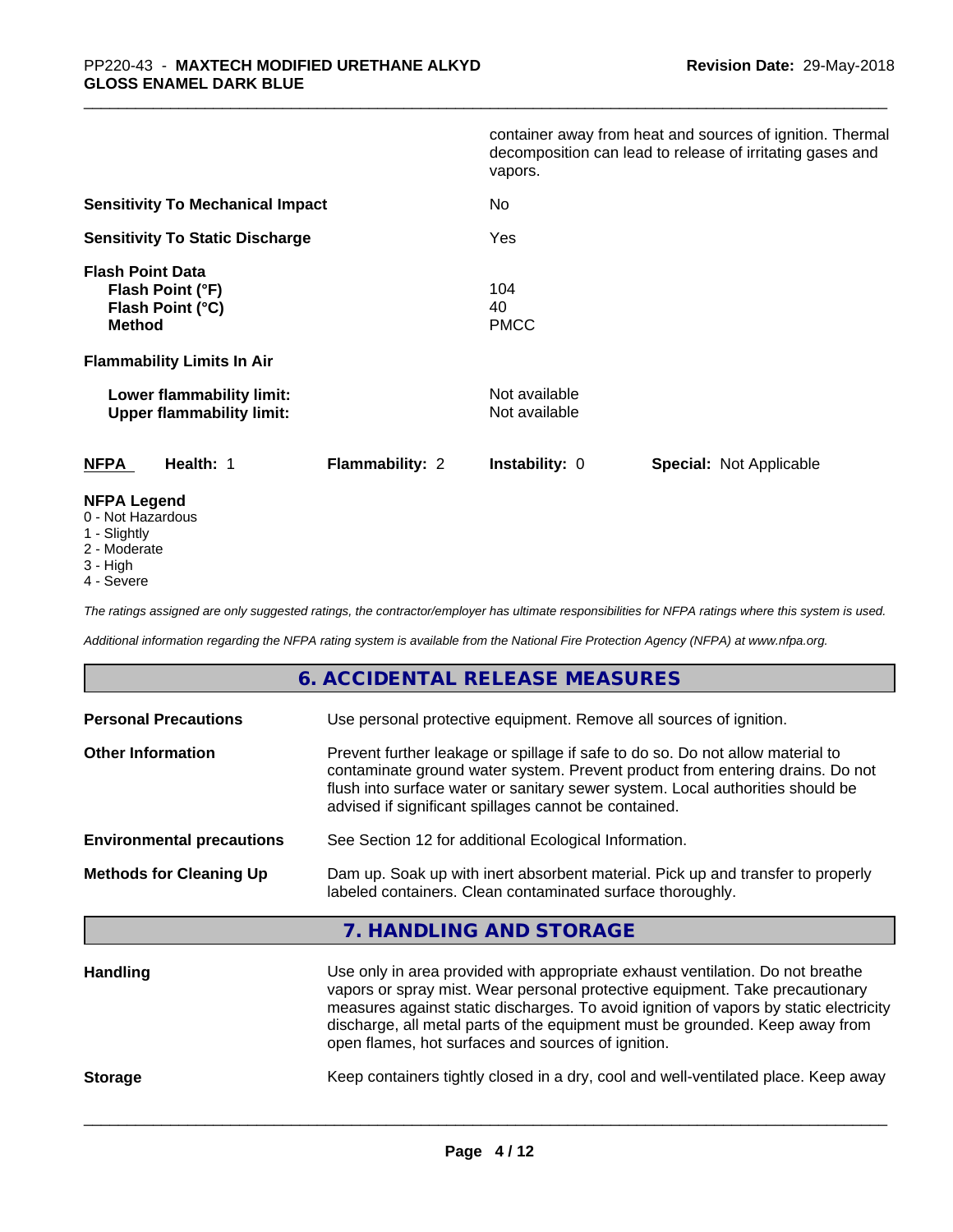container away from heat and sources of ignition. Thermal decomposition can lead to release of irritating gases and vapors.

**Sensitivity To Mechanical Impact** No

**Sensitivity To Static Discharge** Yes

**Flash Point Data**
**Flash Point (°F)** 104
**Flash Point (°C)** 40
**Method** PMCC

**Flammability Limits In Air**

**Lower flammability limit:** Not available
**Upper flammability limit:** Not available

| **NFPA** | **Health:** 1 | **Flammability:** 2 | **Instability:** 0 | **Special:** Not Applicable |
|---|---|---|---|---|

**NFPA Legend**
0 - Not Hazardous
1 - Slightly
2 - Moderate
3 - High
4 - Severe

*The ratings assigned are only suggested ratings, the contractor/employer has ultimate responsibilities for NFPA ratings where this system is used.*

*Additional information regarding the NFPA rating system is available from the National Fire Protection Agency (NFPA) at www.nfpa.org.*

## 6. ACCIDENTAL RELEASE MEASURES

**Personal Precautions** Use personal protective equipment. Remove all sources of ignition.

**Other Information** Prevent further leakage or spillage if safe to do so. Do not allow material to contaminate ground water system. Prevent product from entering drains. Do not flush into surface water or sanitary sewer system. Local authorities should be advised if significant spillages cannot be contained.

**Environmental precautions** See Section 12 for additional Ecological Information.

**Methods for Cleaning Up** Dam up. Soak up with inert absorbent material. Pick up and transfer to properly labeled containers. Clean contaminated surface thoroughly.

## 7. HANDLING AND STORAGE

**Handling** Use only in area provided with appropriate exhaust ventilation. Do not breathe vapors or spray mist. Wear personal protective equipment. Take precautionary measures against static discharges. To avoid ignition of vapors by static electricity discharge, all metal parts of the equipment must be grounded. Keep away from open flames, hot surfaces and sources of ignition.

**Storage** Keep containers tightly closed in a dry, cool and well-ventilated place. Keep away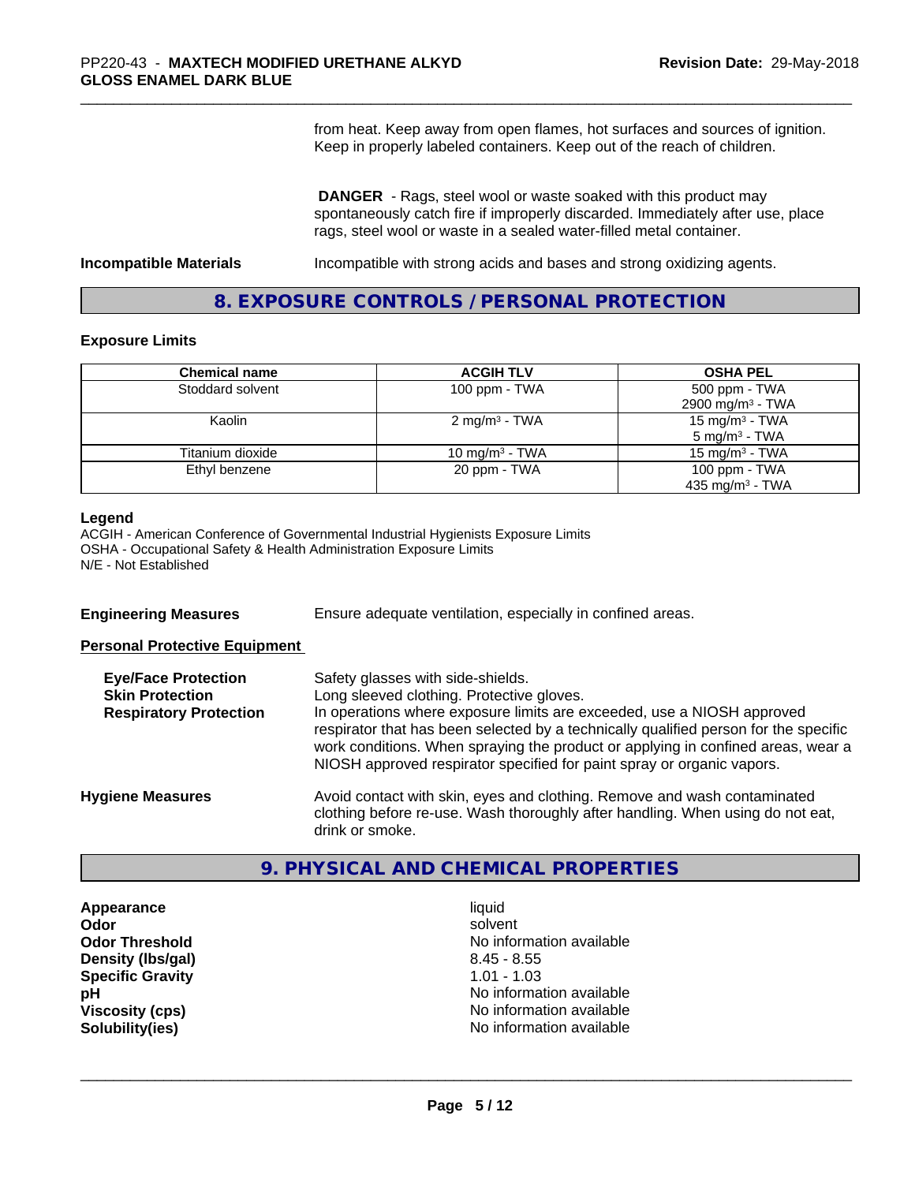from heat. Keep away from open flames, hot surfaces and sources of ignition. Keep in properly labeled containers. Keep out of the reach of children.

**DANGER** - Rags, steel wool or waste soaked with this product may spontaneously catch fire if improperly discarded. Immediately after use, place rags, steel wool or waste in a sealed water-filled metal container.

**Incompatible Materials** Incompatible with strong acids and bases and strong oxidizing agents.

## 8. EXPOSURE CONTROLS / PERSONAL PROTECTION

### Exposure Limits

| Chemical name | ACGIH TLV | OSHA PEL |
|---|---|---|
| Stoddard solvent | 100 ppm - TWA | 500 ppm - TWA<br>2900 mg/m$^3$ - TWA |
| Kaolin | 2 mg/m$^3$ - TWA | 15 mg/m$^3$ - TWA<br>5 mg/m$^3$ - TWA |
| Titanium dioxide | 10 mg/m$^3$ - TWA | 15 mg/m$^3$ - TWA |
| Ethyl benzene | 20 ppm - TWA | 100 ppm - TWA<br>435 mg/m$^3$ - TWA |

**Legend**
ACGIH - American Conference of Governmental Industrial Hygienists Exposure Limits
OSHA - Occupational Safety & Health Administration Exposure Limits
N/E - Not Established

**Engineering Measures** Ensure adequate ventilation, especially in confined areas.

**Personal Protective Equipment**

**Eye/Face Protection** Safety glasses with side-shields.

**Skin Protection** Long sleeved clothing. Protective gloves.

**Respiratory Protection** In operations where exposure limits are exceeded, use a NIOSH approved respirator that has been selected by a technically qualified person for the specific work conditions. When spraying the product or applying in confined areas, wear a NIOSH approved respirator specified for paint spray or organic vapors.

**Hygiene Measures** Avoid contact with skin, eyes and clothing. Remove and wash contaminated clothing before re-use. Wash thoroughly after handling. When using do not eat, drink or smoke.

## 9. PHYSICAL AND CHEMICAL PROPERTIES

| | |
|---|---|
| **Appearance** | liquid |
| **Odor** | solvent |
| **Odor Threshold** | No information available |
| **Density (lbs/gal)** | 8.45 - 8.55 |
| **Specific Gravity** | 1.01 - 1.03 |
| **pH** | No information available |
| **Viscosity (cps)** | No information available |
| **Solubility(ies)** | No information available |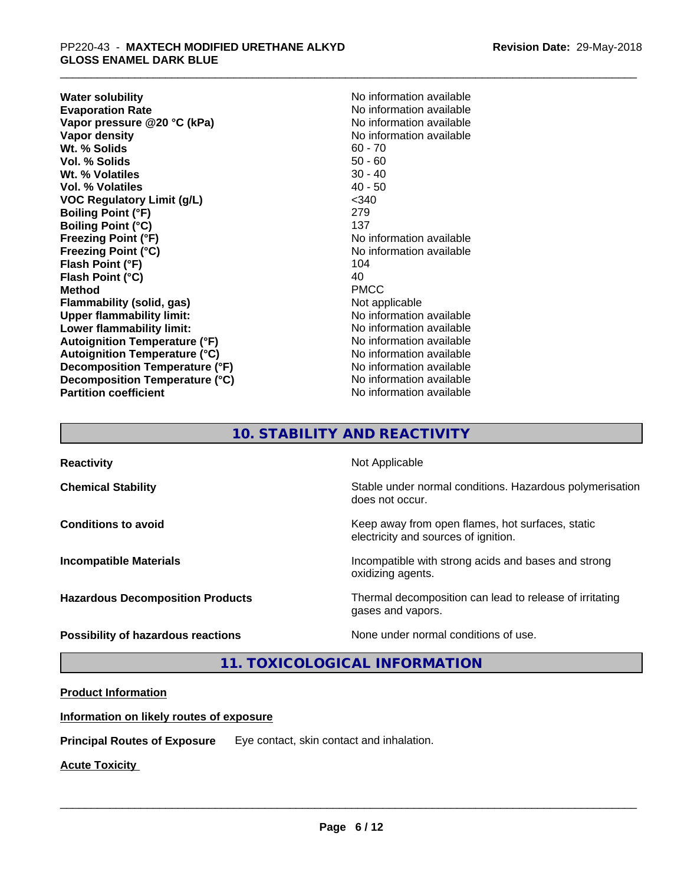| | |
|---|---|
| **Water solubility** | No information available |
| **Evaporation Rate** | No information available |
| **Vapor pressure @20 °C (kPa)** | No information available |
| **Vapor density** | No information available |
| **Wt. % Solids** | 60 - 70 |
| **Vol. % Solids** | 50 - 60 |
| **Wt. % Volatiles** | 30 - 40 |
| **Vol. % Volatiles** | 40 - 50 |
| **VOC Regulatory Limit (g/L)** | <340 |
| **Boiling Point (°F)** | 279 |
| **Boiling Point (°C)** | 137 |
| **Freezing Point (°F)** | No information available |
| **Freezing Point (°C)** | No information available |
| **Flash Point (°F)** | 104 |
| **Flash Point (°C)** | 40 |
| **Method** | PMCC |
| **Flammability (solid, gas)** | Not applicable |
| **Upper flammability limit:** | No information available |
| **Lower flammability limit:** | No information available |
| **Autoignition Temperature (°F)** | No information available |
| **Autoignition Temperature (°C)** | No information available |
| **Decomposition Temperature (°F)** | No information available |
| **Decomposition Temperature (°C)** | No information available |
| **Partition coefficient** | No information available |

## 10. STABILITY AND REACTIVITY

| | |
|---|---|
| **Reactivity** | Not Applicable |
| **Chemical Stability** | Stable under normal conditions. Hazardous polymerisation does not occur. |
| **Conditions to avoid** | Keep away from open flames, hot surfaces, static electricity and sources of ignition. |
| **Incompatible Materials** | Incompatible with strong acids and bases and strong oxidizing agents. |
| **Hazardous Decomposition Products** | Thermal decomposition can lead to release of irritating gases and vapors. |
| **Possibility of hazardous reactions** | None under normal conditions of use. |

## 11. TOXICOLOGICAL INFORMATION

**Product Information**

**Information on likely routes of exposure**

**Principal Routes of Exposure** Eye contact, skin contact and inhalation.

**Acute Toxicity**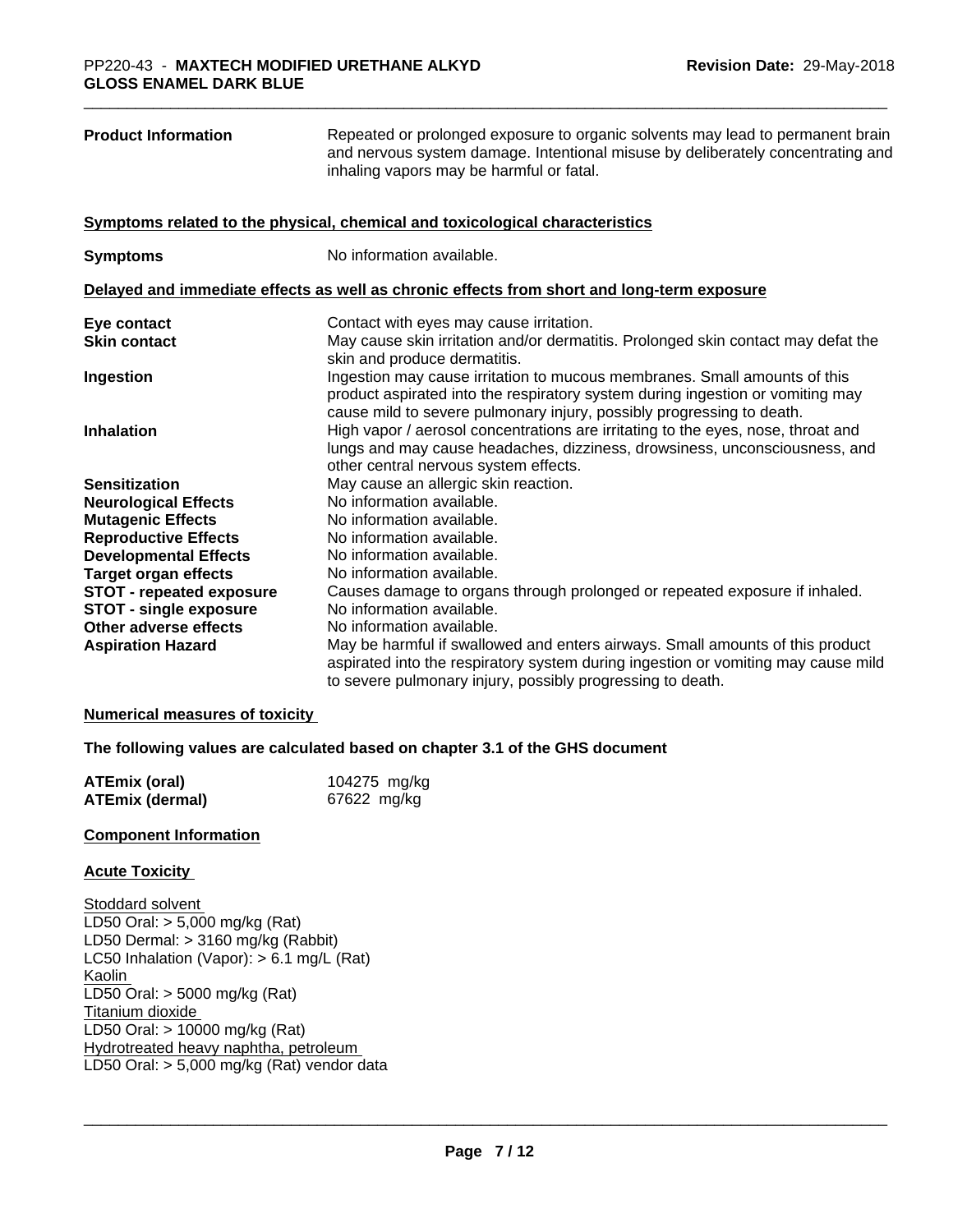| | |
|---|---|
| **Product Information** | Repeated or prolonged exposure to organic solvents may lead to permanent brain and nervous system damage. Intentional misuse by deliberately concentrating and inhaling vapors may be harmful or fatal. |

**Symptoms related to the physical, chemical and toxicological characteristics**

| | |
|---|---|
| **Symptoms** | No information available. |

**Delayed and immediate effects as well as chronic effects from short and long-term exposure**

| | |
|---|---|
| **Eye contact** | Contact with eyes may cause irritation. |
| **Skin contact** | May cause skin irritation and/or dermatitis. Prolonged skin contact may defat the skin and produce dermatitis. |
| **Ingestion** | Ingestion may cause irritation to mucous membranes. Small amounts of this product aspirated into the respiratory system during ingestion or vomiting may cause mild to severe pulmonary injury, possibly progressing to death. |
| **Inhalation** | High vapor / aerosol concentrations are irritating to the eyes, nose, throat and lungs and may cause headaches, dizziness, drowsiness, unconsciousness, and other central nervous system effects. |
| **Sensitization** | May cause an allergic skin reaction. |
| **Neurological Effects** | No information available. |
| **Mutagenic Effects** | No information available. |
| **Reproductive Effects** | No information available. |
| **Developmental Effects** | No information available. |
| **Target organ effects** | No information available. |
| **STOT - repeated exposure** | Causes damage to organs through prolonged or repeated exposure if inhaled. |
| **STOT - single exposure** | No information available. |
| **Other adverse effects** | No information available. |
| **Aspiration Hazard** | May be harmful if swallowed and enters airways. Small amounts of this product aspirated into the respiratory system during ingestion or vomiting may cause mild to severe pulmonary injury, possibly progressing to death. |

**Numerical measures of toxicity**

**The following values are calculated based on chapter 3.1 of the GHS document**

| | |
|---|---|
| **ATEmix (oral)** | 104275 mg/kg |
| **ATEmix (dermal)** | 67622 mg/kg |

**Component Information**

**Acute Toxicity**

Stoddard solvent
LD50 Oral: > 5,000 mg/kg (Rat)
LD50 Dermal: > 3160 mg/kg (Rabbit)
LC50 Inhalation (Vapor): > 6.1 mg/L (Rat)
Kaolin
LD50 Oral: > 5000 mg/kg (Rat)
Titanium dioxide
LD50 Oral: > 10000 mg/kg (Rat)
Hydrotreated heavy naphtha, petroleum
LD50 Oral: > 5,000 mg/kg (Rat) vendor data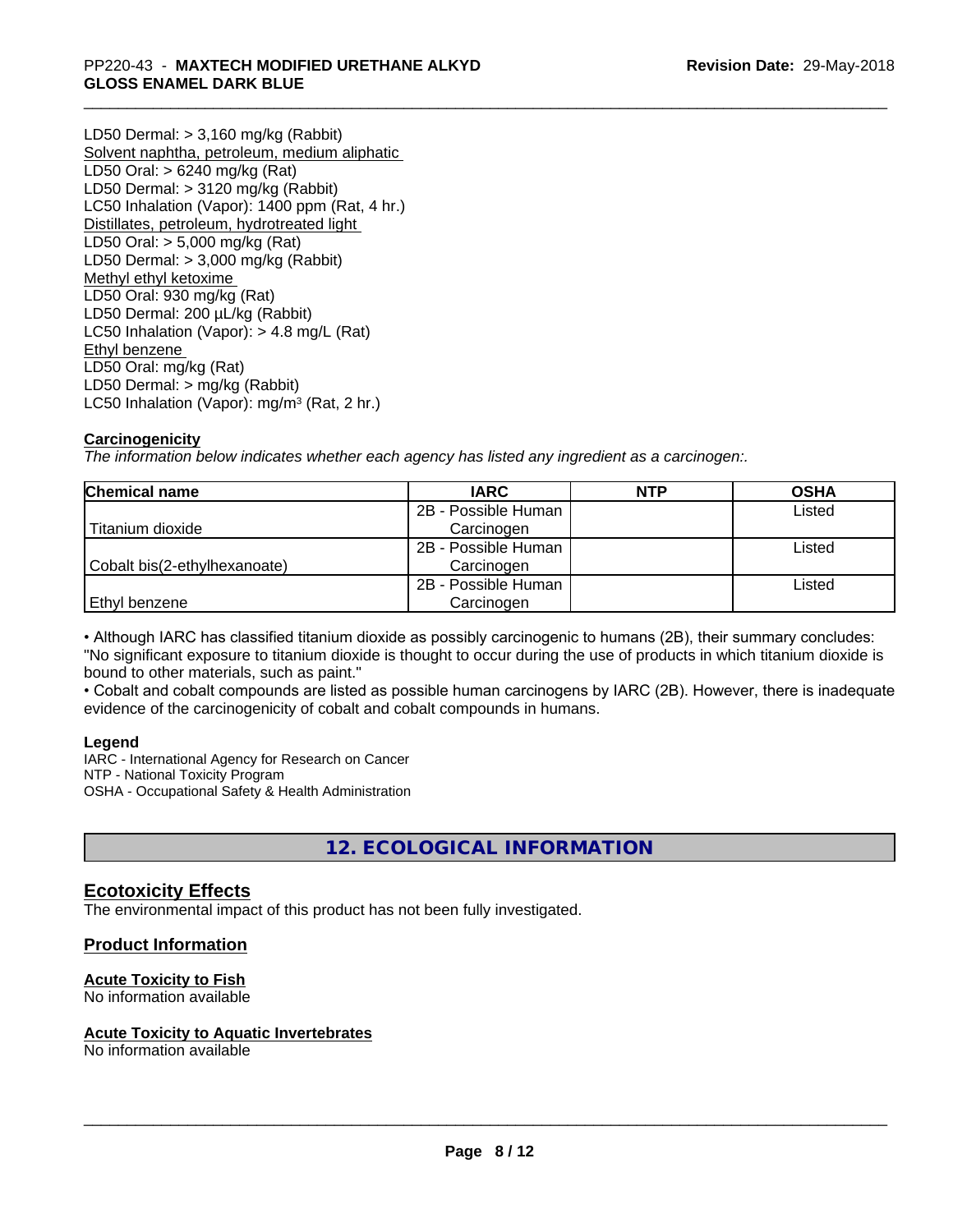LD50 Dermal: > 3,160 mg/kg (Rabbit)
Solvent naphtha, petroleum, medium aliphatic
LD50 Oral: > 6240 mg/kg (Rat)
LD50 Dermal: > 3120 mg/kg (Rabbit)
LC50 Inhalation (Vapor): 1400 ppm (Rat, 4 hr.)
Distillates, petroleum, hydrotreated light
LD50 Oral: > 5,000 mg/kg (Rat)
LD50 Dermal: > 3,000 mg/kg (Rabbit)
Methyl ethyl ketoxime
LD50 Oral: 930 mg/kg (Rat)
LD50 Dermal: 200 µL/kg (Rabbit)
LC50 Inhalation (Vapor): > 4.8 mg/L (Rat)
Ethyl benzene
LD50 Oral: mg/kg (Rat)
LD50 Dermal: > mg/kg (Rabbit)
LC50 Inhalation (Vapor): mg/m³ (Rat, 2 hr.)

**Carcinogenicity**

*The information below indicates whether each agency has listed any ingredient as a carcinogen:.*

| Chemical name | IARC | NTP | OSHA |
|---|---|---|---|
| Titanium dioxide | 2B - Possible Human Carcinogen | | Listed |
| Cobalt bis(2-ethylhexanoate) | 2B - Possible Human Carcinogen | | Listed |
| Ethyl benzene | 2B - Possible Human Carcinogen | | Listed |

• Although IARC has classified titanium dioxide as possibly carcinogenic to humans (2B), their summary concludes: "No significant exposure to titanium dioxide is thought to occur during the use of products in which titanium dioxide is bound to other materials, such as paint."

• Cobalt and cobalt compounds are listed as possible human carcinogens by IARC (2B). However, there is inadequate evidence of the carcinogenicity of cobalt and cobalt compounds in humans.

**Legend**

IARC - International Agency for Research on Cancer
NTP - National Toxicity Program
OSHA - Occupational Safety & Health Administration

## 12. ECOLOGICAL INFORMATION

### Ecotoxicity Effects

The environmental impact of this product has not been fully investigated.

### Product Information

**Acute Toxicity to Fish**
No information available

**Acute Toxicity to Aquatic Invertebrates**
No information available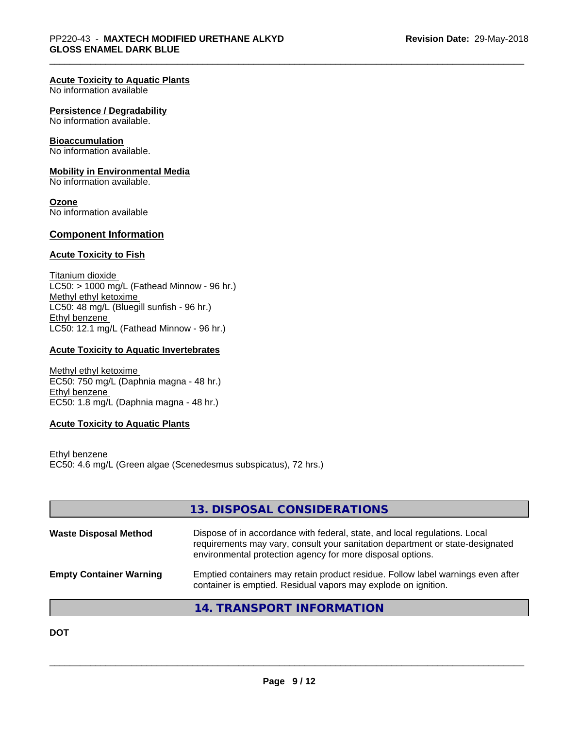### Acute Toxicity to Aquatic Plants
No information available

### Persistence / Degradability
No information available.

### Bioaccumulation
No information available.

### Mobility in Environmental Media
No information available.

### Ozone
No information available

## Component Information

### Acute Toxicity to Fish

Titanium dioxide
LC50: > 1000 mg/L (Fathead Minnow - 96 hr.)
Methyl ethyl ketoxime
LC50: 48 mg/L (Bluegill sunfish - 96 hr.)
Ethyl benzene
LC50: 12.1 mg/L (Fathead Minnow - 96 hr.)

### Acute Toxicity to Aquatic Invertebrates

Methyl ethyl ketoxime
EC50: 750 mg/L (Daphnia magna - 48 hr.)
Ethyl benzene
EC50: 1.8 mg/L (Daphnia magna - 48 hr.)

### Acute Toxicity to Aquatic Plants

Ethyl benzene
EC50: 4.6 mg/L (Green algae (Scenedesmus subspicatus), 72 hrs.)

## 13. DISPOSAL CONSIDERATIONS

**Waste Disposal Method** Dispose of in accordance with federal, state, and local regulations. Local requirements may vary, consult your sanitation department or state-designated environmental protection agency for more disposal options.

**Empty Container Warning** Emptied containers may retain product residue. Follow label warnings even after container is emptied. Residual vapors may explode on ignition.

## 14. TRANSPORT INFORMATION

**DOT**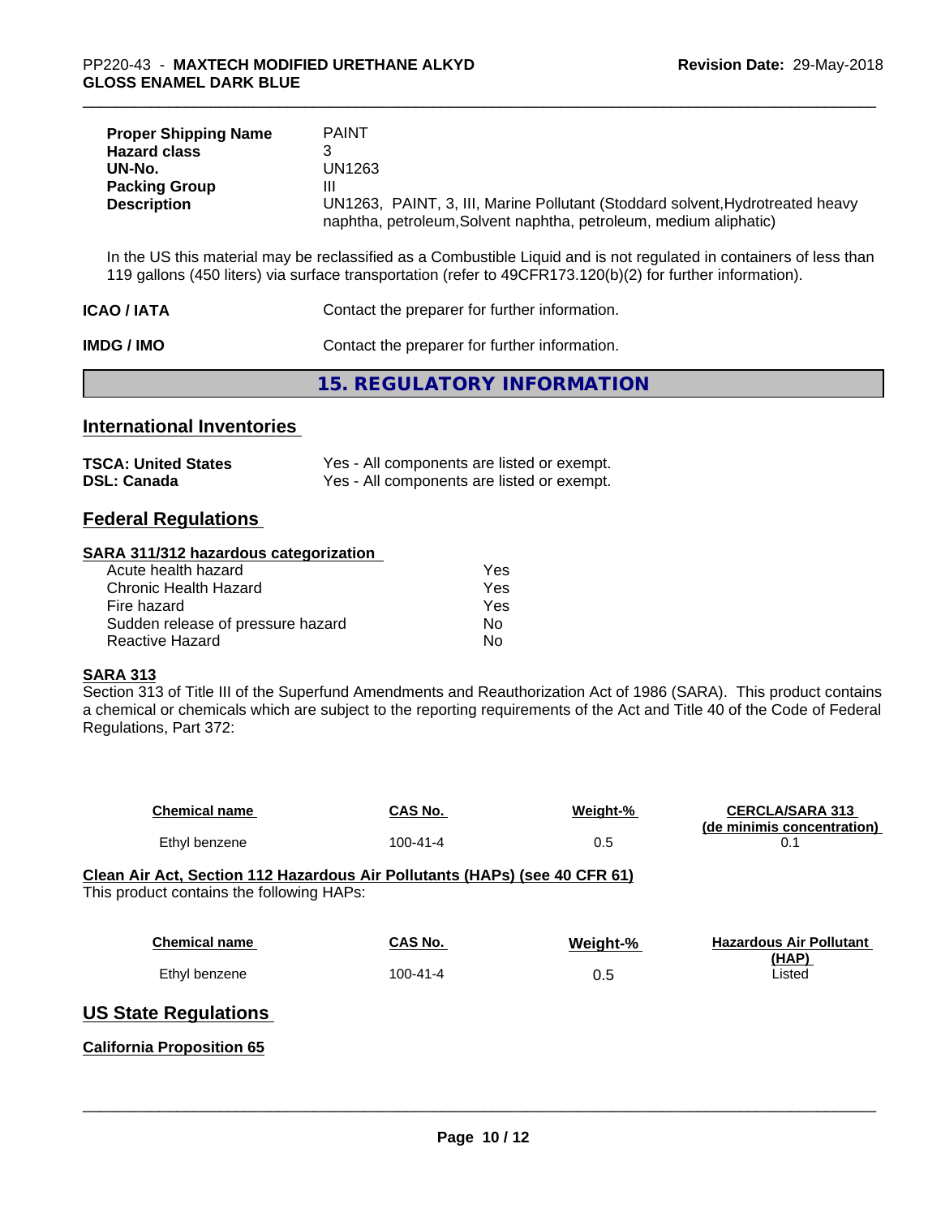| | |
|---|---|
| **Proper Shipping Name** | PAINT |
| **Hazard class** | 3 |
| **UN-No.** | UN1263 |
| **Packing Group** | III |
| **Description** | UN1263, PAINT, 3, III, Marine Pollutant (Stoddard solvent,Hydrotreated heavy naphtha, petroleum,Solvent naphtha, petroleum, medium aliphatic) |

In the US this material may be reclassified as a Combustible Liquid and is not regulated in containers of less than 119 gallons (450 liters) via surface transportation (refer to 49CFR173.120(b)(2) for further information).

**ICAO / IATA** Contact the preparer for further information.

**IMDG / IMO** Contact the preparer for further information.

# 15. REGULATORY INFORMATION

## International Inventories

| | |
|---|---|
| **TSCA: United States** | Yes - All components are listed or exempt. |
| **DSL: Canada** | Yes - All components are listed or exempt. |

## Federal Regulations

### SARA 311/312 hazardous categorization

| | |
|---|---|
| Acute health hazard | Yes |
| Chronic Health Hazard | Yes |
| Fire hazard | Yes |
| Sudden release of pressure hazard | No |
| Reactive Hazard | No |

### SARA 313

Section 313 of Title III of the Superfund Amendments and Reauthorization Act of 1986 (SARA). This product contains a chemical or chemicals which are subject to the reporting requirements of the Act and Title 40 of the Code of Federal Regulations, Part 372:

| Chemical name | CAS No. | Weight-% | CERCLA/SARA 313 (de minimis concentration) |
|---|---|---|---|
| Ethyl benzene | 100-41-4 | 0.5 | 0.1 |

### Clean Air Act, Section 112 Hazardous Air Pollutants (HAPs) (see 40 CFR 61)

This product contains the following HAPs:

| Chemical name | CAS No. | Weight-% | Hazardous Air Pollutant (HAP) |
|---|---|---|---|
| Ethyl benzene | 100-41-4 | 0.5 | Listed |

## US State Regulations

### California Proposition 65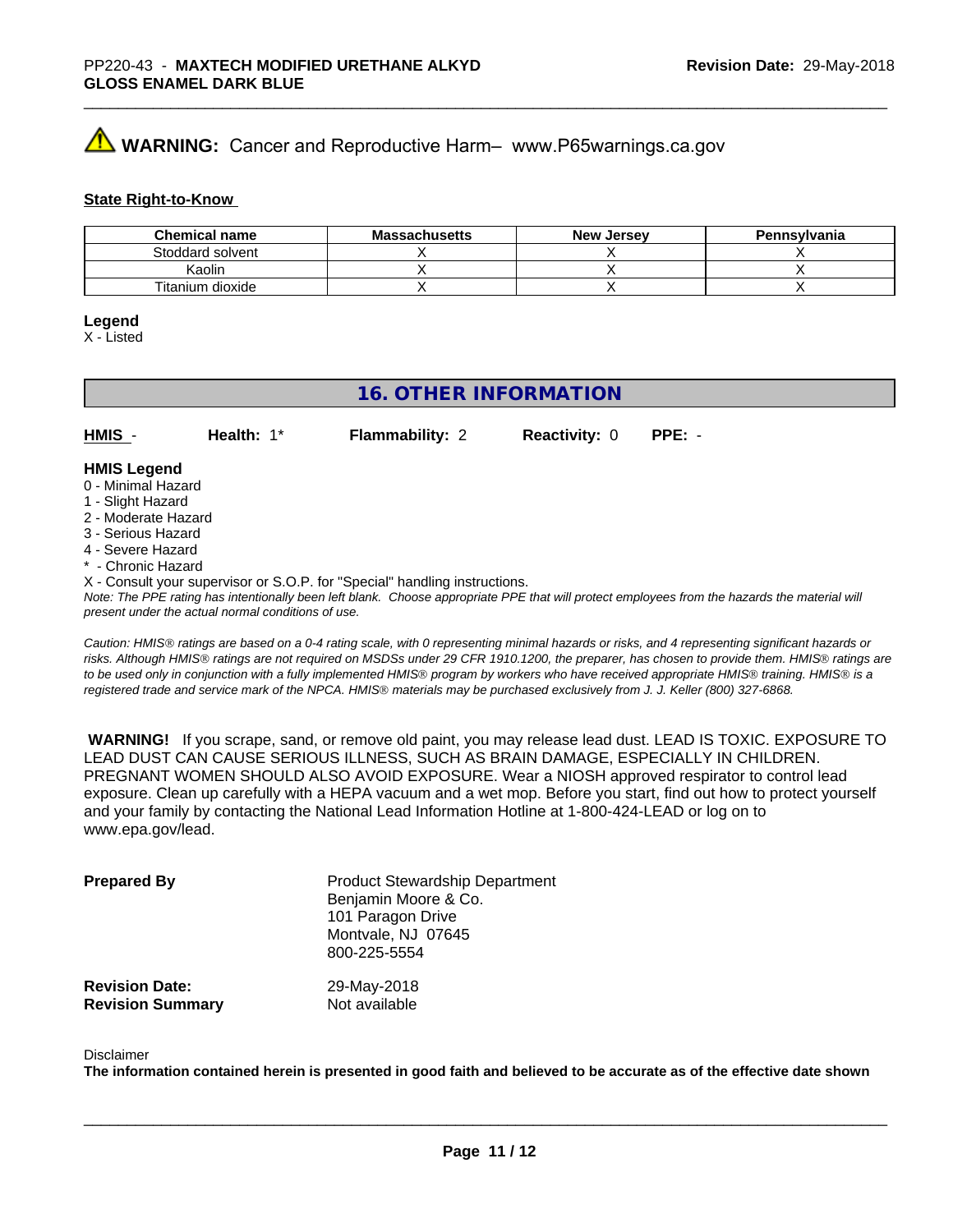**⚠ WARNING:** Cancer and Reproductive Harm– www.P65warnings.ca.gov

**State Right-to-Know**

| Chemical name | Massachusetts | New Jersey | Pennsylvania |
|---|---|---|---|
| Stoddard solvent | X | X | X |
| Kaolin | X | X | X |
| Titanium dioxide | X | X | X |

**Legend**
X - Listed

## 16. OTHER INFORMATION

| **HMIS** - | **Health:** 1* | **Flammability:** 2 | **Reactivity:** 0 | **PPE:** - |
|---|---|---|---|---|

**HMIS Legend**
0 - Minimal Hazard
1 - Slight Hazard
2 - Moderate Hazard
3 - Serious Hazard
4 - Severe Hazard
* - Chronic Hazard
X - Consult your supervisor or S.O.P. for "Special" handling instructions.

*Note: The PPE rating has intentionally been left blank. Choose appropriate PPE that will protect employees from the hazards the material will present under the actual normal conditions of use.*

*Caution: HMIS® ratings are based on a 0-4 rating scale, with 0 representing minimal hazards or risks, and 4 representing significant hazards or risks. Although HMIS® ratings are not required on MSDSs under 29 CFR 1910.1200, the preparer, has chosen to provide them. HMIS® ratings are to be used only in conjunction with a fully implemented HMIS® program by workers who have received appropriate HMIS® training. HMIS® is a registered trade and service mark of the NPCA. HMIS® materials may be purchased exclusively from J. J. Keller (800) 327-6868.*

**WARNING!** If you scrape, sand, or remove old paint, you may release lead dust. LEAD IS TOXIC. EXPOSURE TO LEAD DUST CAN CAUSE SERIOUS ILLNESS, SUCH AS BRAIN DAMAGE, ESPECIALLY IN CHILDREN. PREGNANT WOMEN SHOULD ALSO AVOID EXPOSURE. Wear a NIOSH approved respirator to control lead exposure. Clean up carefully with a HEPA vacuum and a wet mop. Before you start, find out how to protect yourself and your family by contacting the National Lead Information Hotline at 1-800-424-LEAD or log on to www.epa.gov/lead.

**Prepared By**
Product Stewardship Department
Benjamin Moore & Co.
101 Paragon Drive
Montvale, NJ 07645
800-225-5554

**Revision Date:** 29-May-2018
**Revision Summary** Not available

Disclaimer
**The information contained herein is presented in good faith and believed to be accurate as of the effective date shown**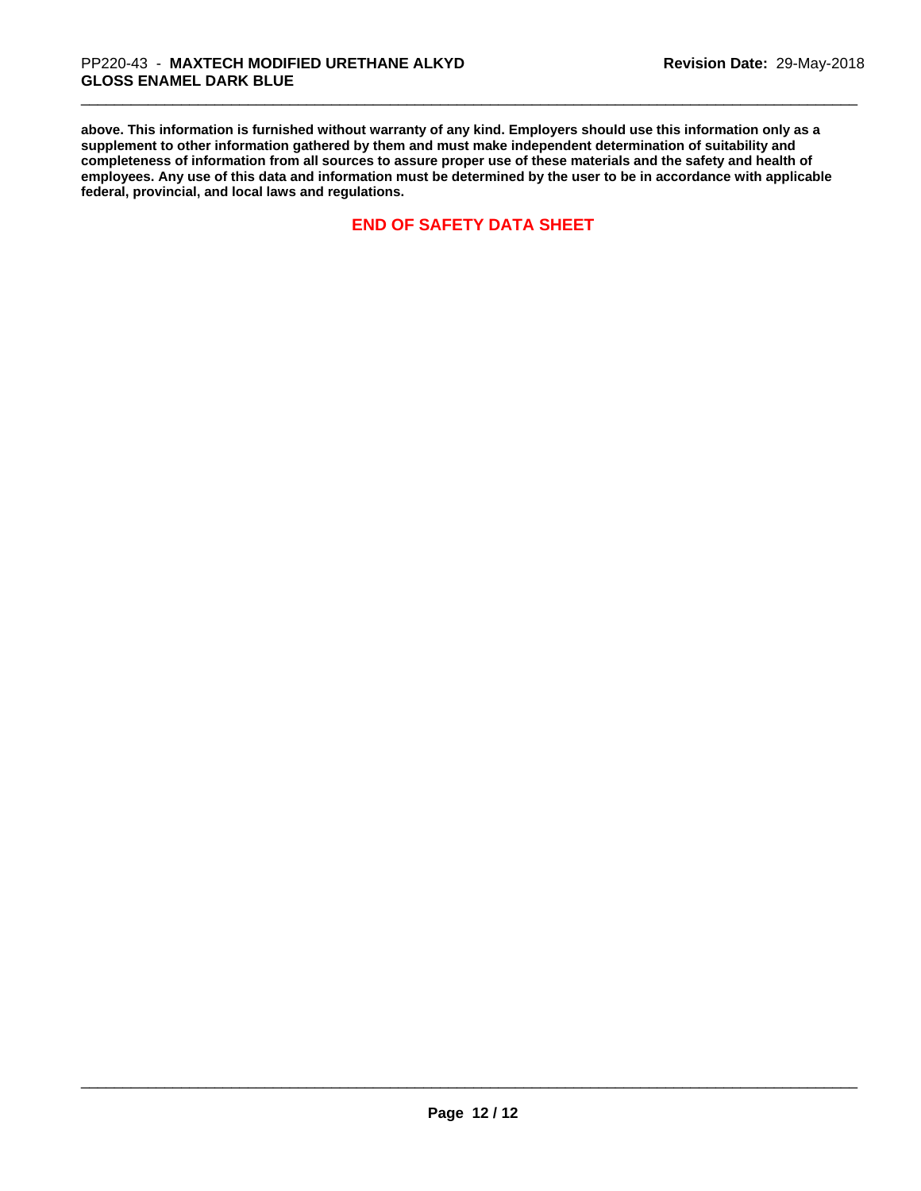**above. This information is furnished without warranty of any kind. Employers should use this information only as a supplement to other information gathered by them and must make independent determination of suitability and completeness of information from all sources to assure proper use of these materials and the safety and health of employees. Any use of this data and information must be determined by the user to be in accordance with applicable federal, provincial, and local laws and regulations.**

**END OF SAFETY DATA SHEET**